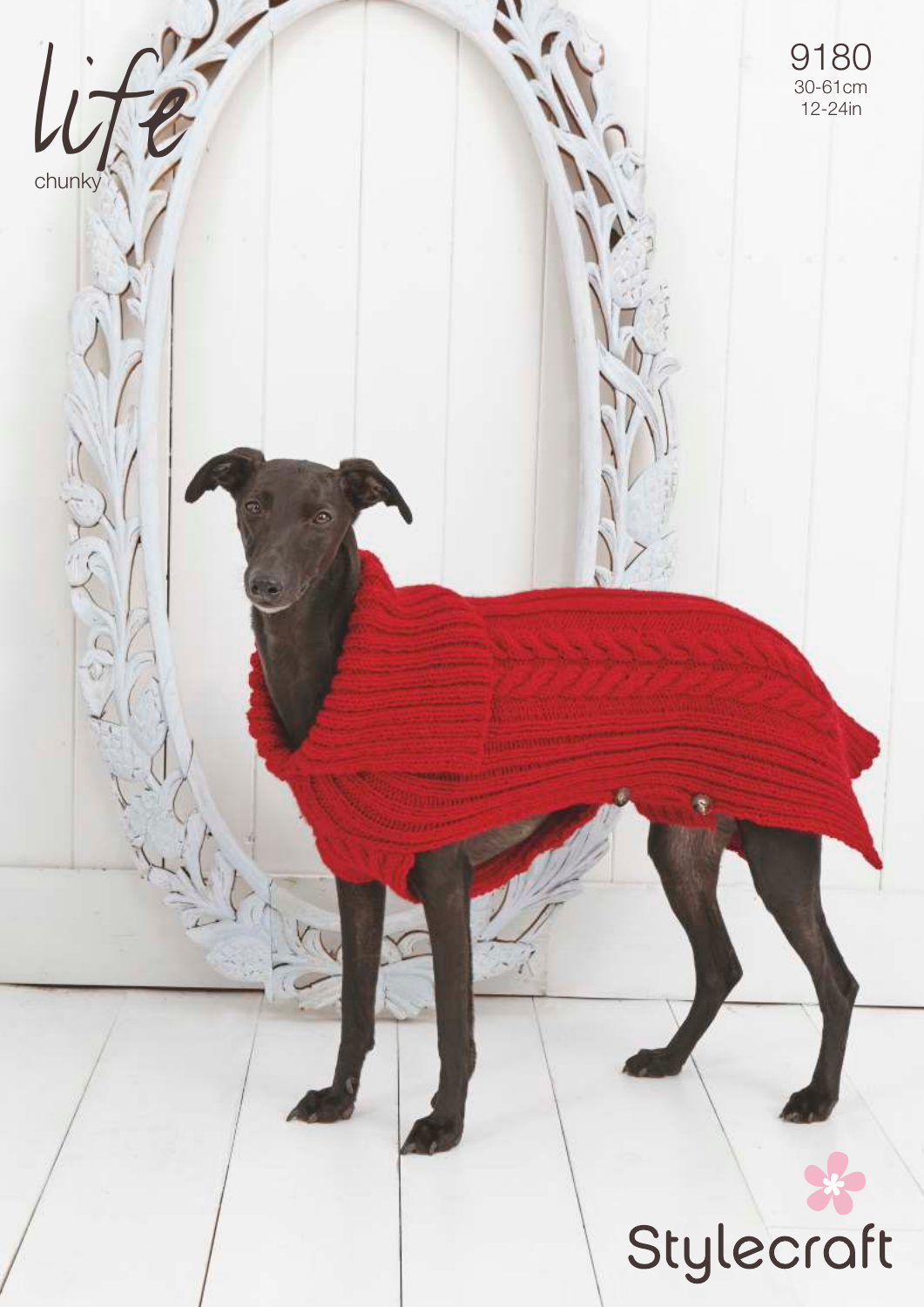life

chunky

9180

30-61cm

12-24in

Stylecraft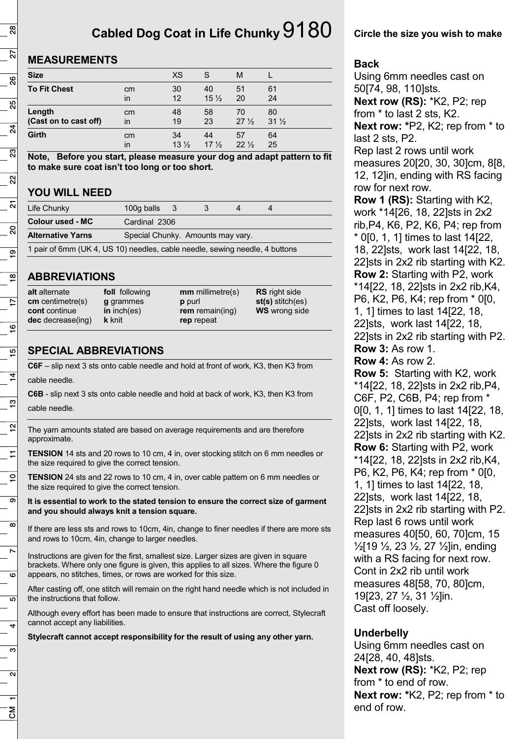# Cabled Dog Coat in Life Chunky 9180

## MEASUREMENTS

| Size | | XS | S | M | L |
|---|---|---|---|---|---|
| **To Fit Chest** | cm | 30 | 40 | 51 | 61 |
| | in | 12 | 15 ½ | 20 | 24 |
| **Length (Cast on to cast off)** | cm | 48 | 58 | 70 | 80 |
| | in | 19 | 23 | 27 ½ | 31 ½ |
| **Girth** | cm | 34 | 44 | 57 | 64 |
| | in | 13 ½ | 17 ½ | 22 ½ | 25 |

**Note, Before you start, please measure your dog and adapt pattern to fit to make sure coat isn't too long or too short.**

## YOU WILL NEED

| | | | | | |
|---|---|---|---|---|---|
| Life Chunky | 100g balls | 3 | 3 | 4 | 4 |
| **Colour used - MC** | Cardinal 2306 | | | | |
| **Alternative Yarns** | Special Chunky. Amounts may vary. | | | | |

1 pair of 6mm (UK 4, US 10) needles, cable needle, sewing needle, 4 buttons

## ABBREVIATIONS

| | | | |
|---|---|---|---|
| **alt** alternate | **foll** following | **mm** millimetre(s) | **RS** right side |
| **cm** centimetre(s) | **g** grammes | **p** purl | **st(s)** stitch(es) |
| **cont** continue | **in** inch(es) | **rem** remain(ing) | **WS** wrong side |
| **dec** decrease(ing) | **k** knit | **rep** repeat | |

## SPECIAL ABBREVIATIONS

**C6F** – slip next 3 sts onto cable needle and hold at front of work, K3, then K3 from cable needle.

**C6B** - slip next 3 sts onto cable needle and hold at back of work, K3, then K3 from cable needle.

The yarn amounts stated are based on average requirements and are therefore approximate.

**TENSION** 14 sts and 20 rows to 10 cm, 4 in, over stocking stitch on 6 mm needles or the size required to give the correct tension.

**TENSION** 24 sts and 22 rows to 10 cm, 4 in, over cable pattern on 6 mm needles or the size required to give the correct tension.

**It is essential to work to the stated tension to ensure the correct size of garment and you should always knit a tension square.**

If there are less sts and rows to 10cm, 4in, change to finer needles if there are more sts and rows to 10cm, 4in, change to larger needles.

Instructions are given for the first, smallest size. Larger sizes are given in square brackets. Where only one figure is given, this applies to all sizes. Where the figure 0 appears, no stitches, times, or rows are worked for this size.

After casting off, one stitch will remain on the right hand needle which is not included in the instructions that follow.

Although every effort has been made to ensure that instructions are correct, Stylecraft cannot accept any liabilities.

**Stylecraft cannot accept responsibility for the result of using any other yarn.**

**Circle the size you wish to make**

### Back

Using 6mm needles cast on 50[74, 98, 110]sts.

**Next row (RS):** *K2, P2; rep from * to last 2 sts, K2.

**Next row:** *P2, K2; rep from * to last 2 sts, P2.

Rep last 2 rows until work measures 20[20, 30, 30]cm, 8[8, 12, 12]in, ending with RS facing row for next row.

**Row 1 (RS):** Starting with K2, work *14[26, 18, 22]sts in 2x2 rib,P4, K6, P2, K6, P4; rep from * 0[0, 1, 1] times to last 14[22, 18, 22]sts, work last 14[22, 18, 22]sts in 2x2 rib starting with K2.

**Row 2:** Starting with P2, work *14[22, 18, 22]sts in 2x2 rib,K4, P6, K2, P6, K4; rep from * 0[0, 1, 1] times to last 14[22, 18, 22]sts, work last 14[22, 18, 22]sts in 2x2 rib starting with P2.

**Row 3:** As row 1.

**Row 4:** As row 2.

**Row 5:** Starting with K2, work *14[22, 18, 22]sts in 2x2 rib,P4, C6F, P2, C6B, P4; rep from * 0[0, 1, 1] times to last 14[22, 18, 22]sts, work last 14[22, 18, 22]sts in 2x2 rib starting with K2.

**Row 6:** Starting with P2, work *14[22, 18, 22]sts in 2x2 rib,K4, P6, K2, P6, K4; rep from * 0[0, 1, 1] times to last 14[22, 18, 22]sts, work last 14[22, 18, 22]sts in 2x2 rib starting with P2.

Rep last 6 rows until work measures 40[50, 60, 70]cm, 15 ½[19 ½, 23 ½, 27 ½]in, ending with a RS facing for next row.

Cont in 2x2 rib until work measures 48[58, 70, 80]cm, 19[23, 27 ½, 31 ½]in.

Cast off loosely.

### Underbelly

Using 6mm needles cast on 24[28, 40, 48]sts.

**Next row (RS):** *K2, P2; rep from * to end of row.

**Next row:** *K2, P2; rep from * to end of row.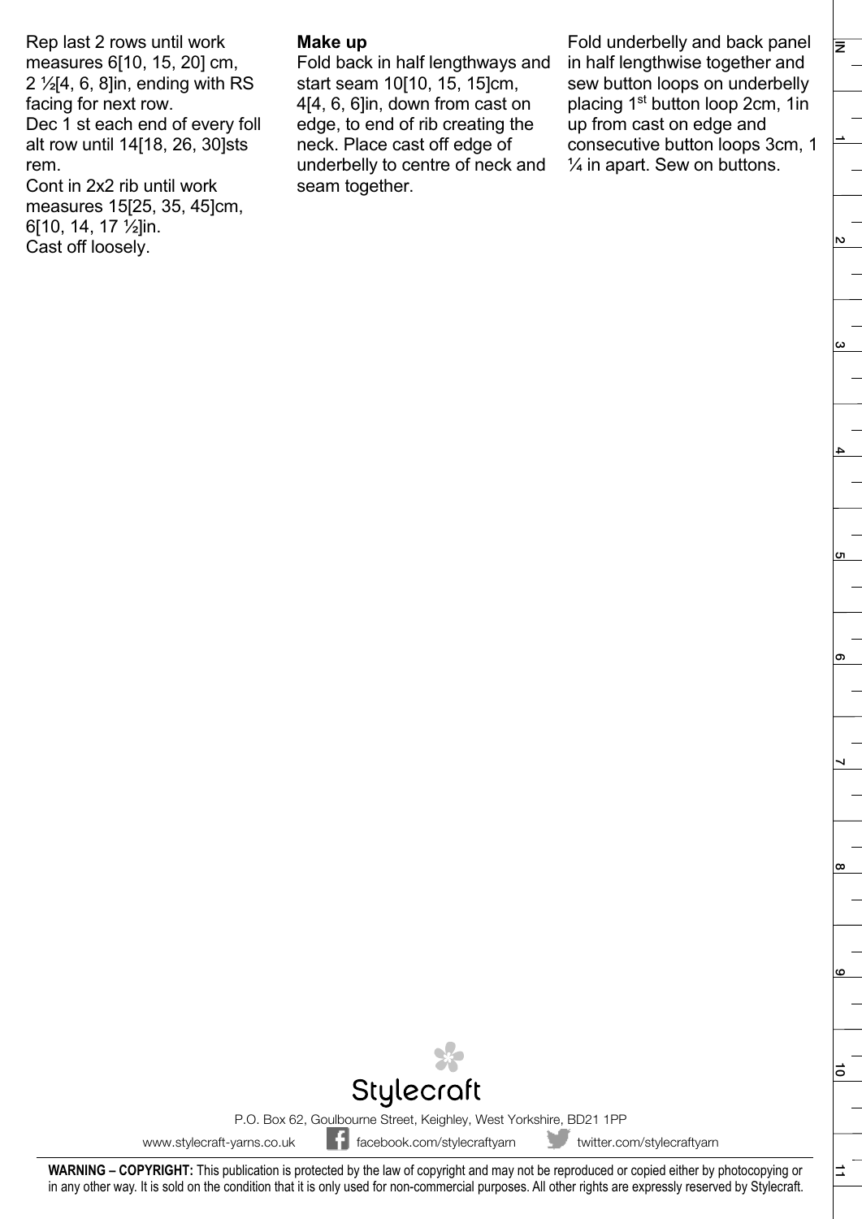Rep last 2 rows until work measures 6[10, 15, 20] cm, 2 ½[4, 6, 8]in, ending with RS facing for next row.
Dec 1 st each end of every foll alt row until 14[18, 26, 30]sts rem.
Cont in 2x2 rib until work measures 15[25, 35, 45]cm, 6[10, 14, 17 ½]in.
Cast off loosely.

**Make up**

Fold back in half lengthways and start seam 10[10, 15, 15]cm, 4[4, 6, 6]in, down from cast on edge, to end of rib creating the neck. Place cast off edge of underbelly to centre of neck and seam together.

Fold underbelly and back panel in half lengthwise together and sew button loops on underbelly placing 1st button loop 2cm, 1in up from cast on edge and consecutive button loops 3cm, 1 ¼ in apart. Sew on buttons.

Stylecraft

P.O. Box 62, Goulbourne Street, Keighley, West Yorkshire, BD21 1PP

www.stylecraft-yarns.co.uk facebook.com/stylecraftyarn twitter.com/stylecraftyarn

**WARNING – COPYRIGHT:** This publication is protected by the law of copyright and may not be reproduced or copied either by photocopying or in any other way. It is sold on the condition that it is only used for non-commercial purposes. All other rights are expressly reserved by Stylecraft.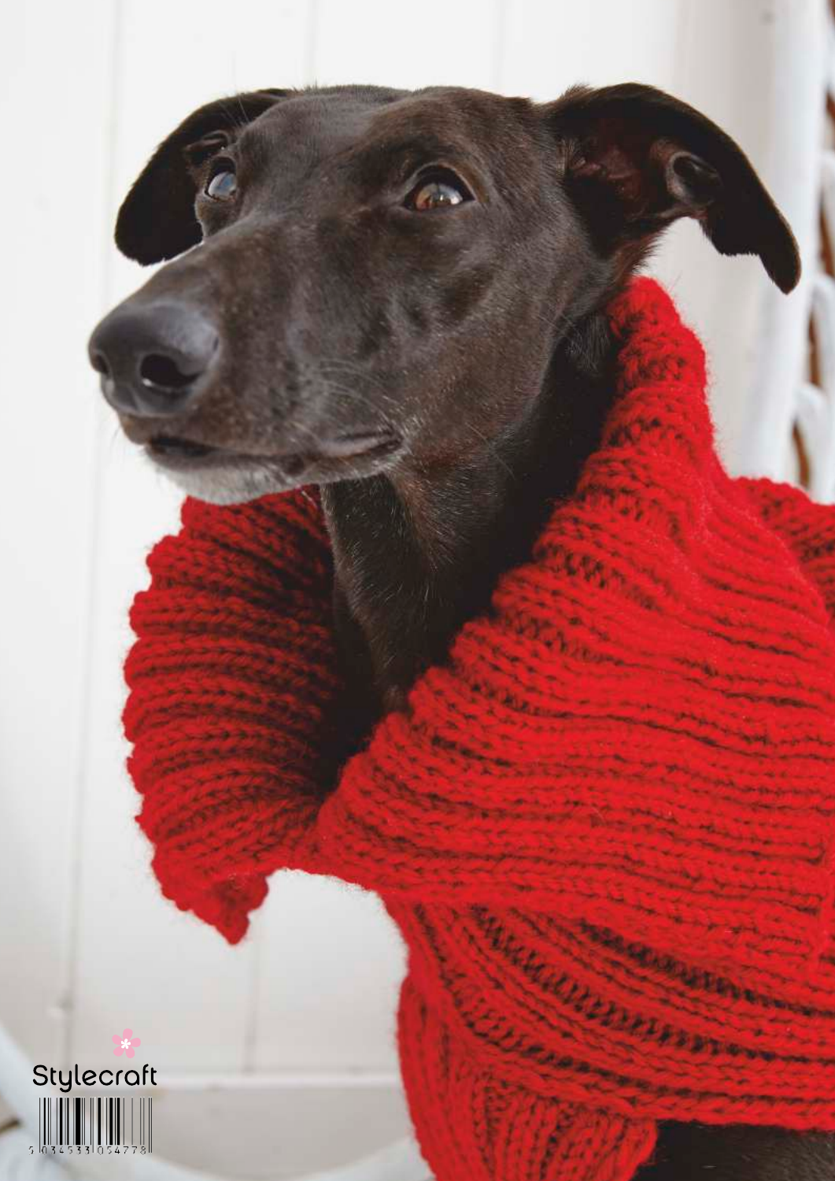Stylecraft

5 034533 054778